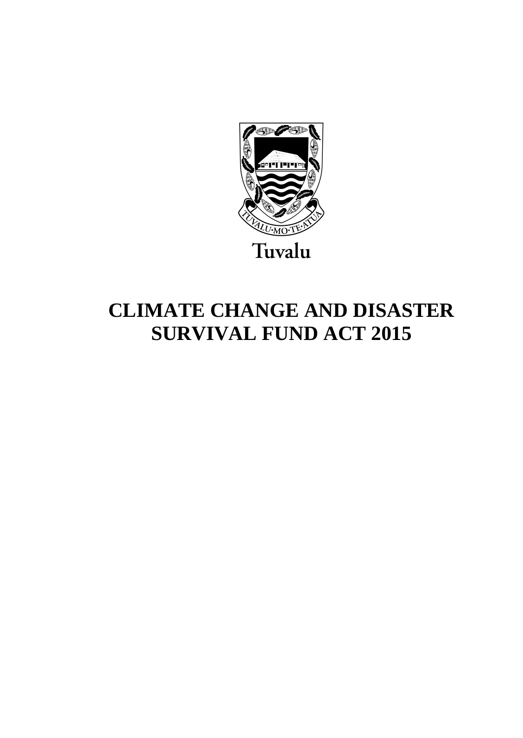TUVALU·MO·TE·ATUA

Tuvalu

# CLIMATE CHANGE AND DISASTER SURVIVAL FUND ACT 2015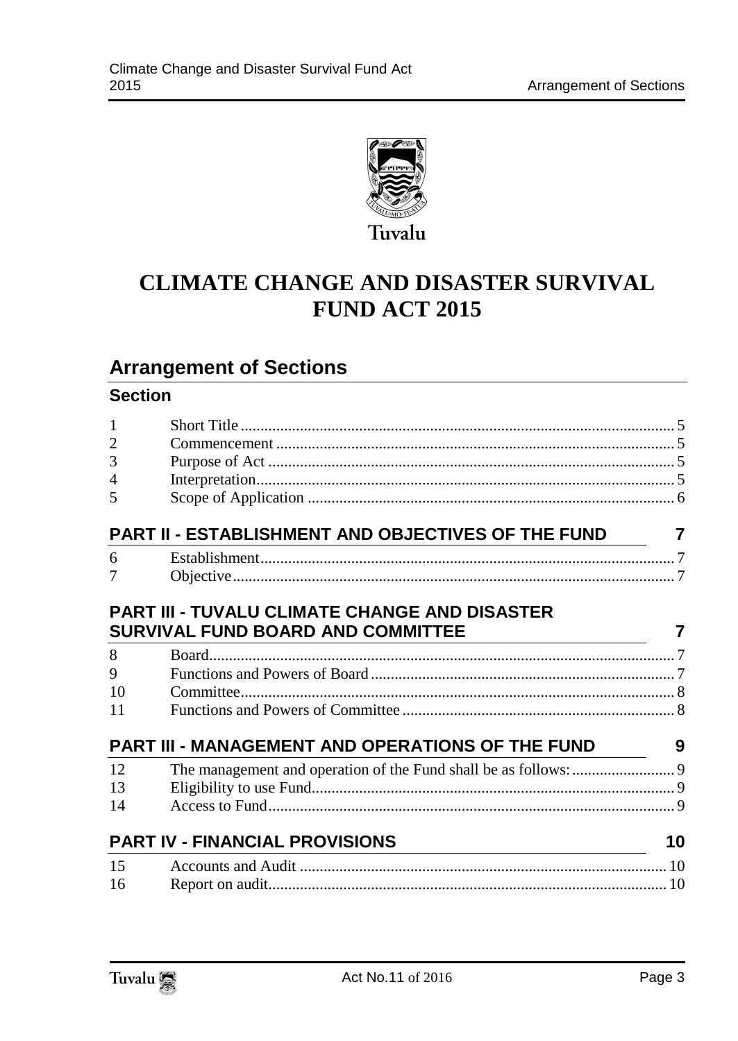Tuvalu

# CLIMATE CHANGE AND DISASTER SURVIVAL FUND ACT 2015

## Arrangement of Sections

### Section

| | | |
|---|---|---|
| 1 | Short Title | 5 |
| 2 | Commencement | 5 |
| 3 | Purpose of Act | 5 |
| 4 | Interpretation | 5 |
| 5 | Scope of Application | 6 |

### PART II - ESTABLISHMENT AND OBJECTIVES OF THE FUND — 7

| | | |
|---|---|---|
| 6 | Establishment | 7 |
| 7 | Objective | 7 |

### PART III - TUVALU CLIMATE CHANGE AND DISASTER SURVIVAL FUND BOARD AND COMMITTEE — 7

| | | |
|---|---|---|
| 8 | Board | 7 |
| 9 | Functions and Powers of Board | 7 |
| 10 | Committee | 8 |
| 11 | Functions and Powers of Committee | 8 |

### PART III - MANAGEMENT AND OPERATIONS OF THE FUND — 9

| | | |
|---|---|---|
| 12 | The management and operation of the Fund shall be as follows: | 9 |
| 13 | Eligibility to use Fund | 9 |
| 14 | Access to Fund | 9 |

### PART IV - FINANCIAL PROVISIONS — 10

| | | |
|---|---|---|
| 15 | Accounts and Audit | 10 |
| 16 | Report on audit | 10 |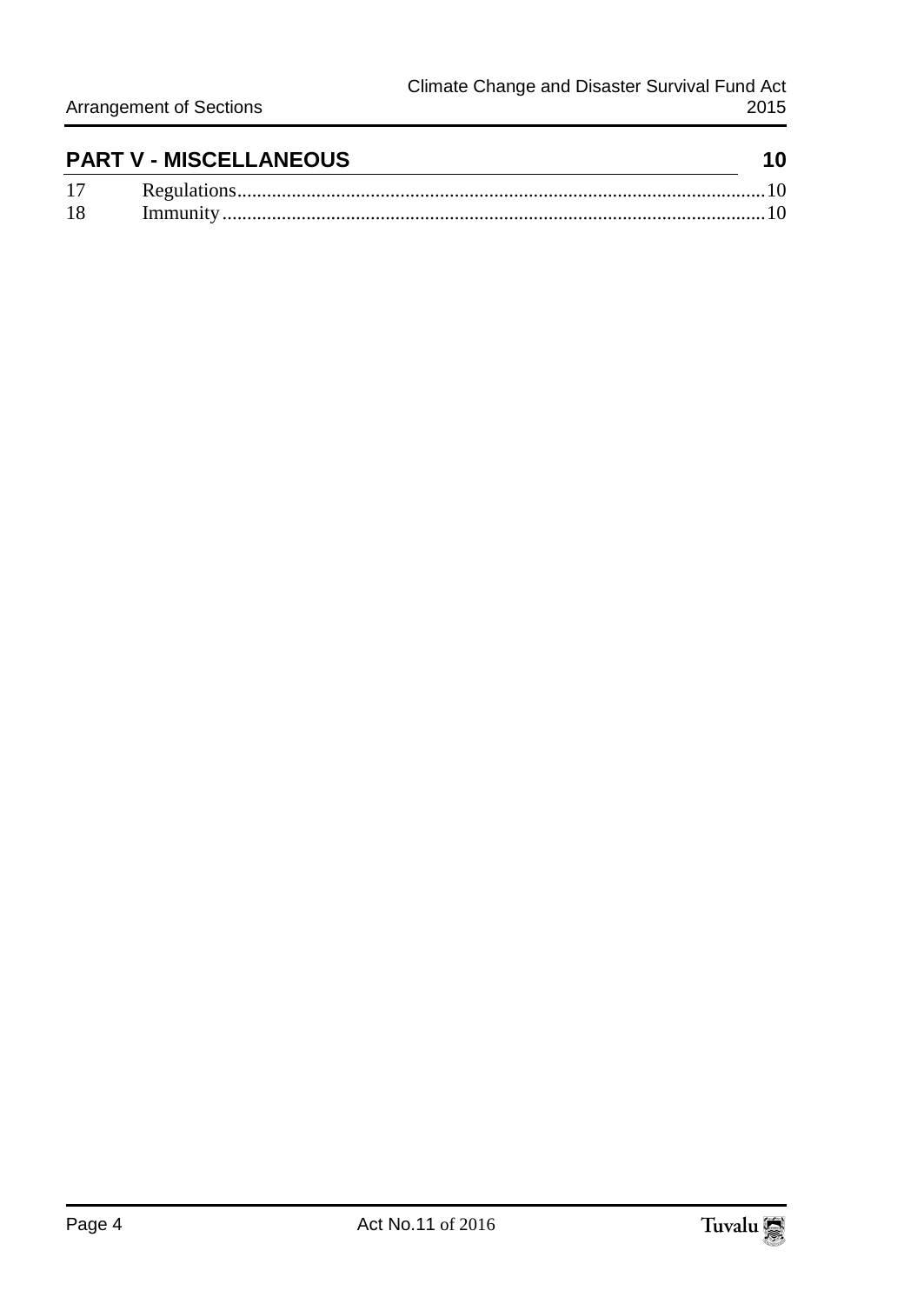## PART V - MISCELLANEOUS 10

| | | |
|---|---|---|
| 17 | Regulations | 10 |
| 18 | Immunity | 10 |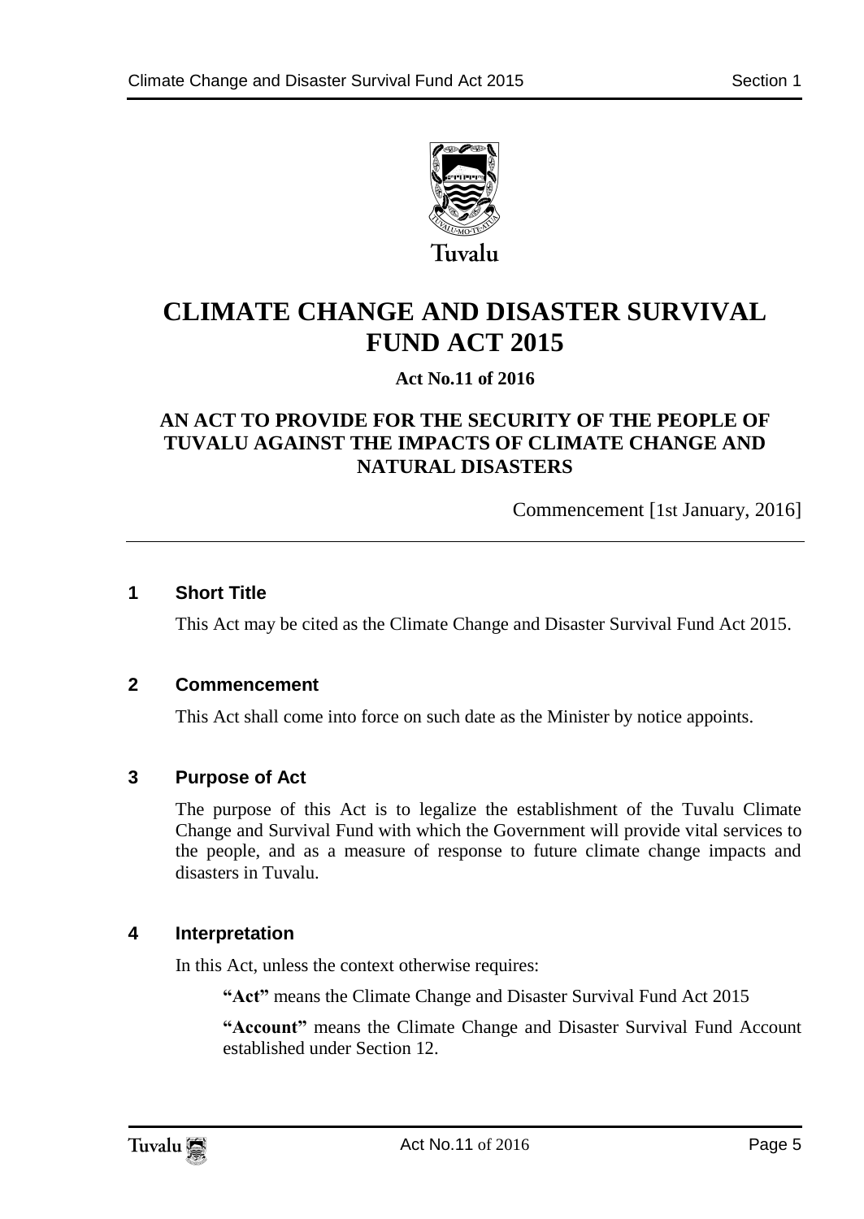Tuvalu

# CLIMATE CHANGE AND DISASTER SURVIVAL FUND ACT 2015

**Act No.11 of 2016**

**AN ACT TO PROVIDE FOR THE SECURITY OF THE PEOPLE OF TUVALU AGAINST THE IMPACTS OF CLIMATE CHANGE AND NATURAL DISASTERS**

Commencement [1st January, 2016]

---

## 1 Short Title

This Act may be cited as the Climate Change and Disaster Survival Fund Act 2015.

## 2 Commencement

This Act shall come into force on such date as the Minister by notice appoints.

## 3 Purpose of Act

The purpose of this Act is to legalize the establishment of the Tuvalu Climate Change and Survival Fund with which the Government will provide vital services to the people, and as a measure of response to future climate change impacts and disasters in Tuvalu.

## 4 Interpretation

In this Act, unless the context otherwise requires:

**"Act"** means the Climate Change and Disaster Survival Fund Act 2015

**"Account"** means the Climate Change and Disaster Survival Fund Account established under Section 12.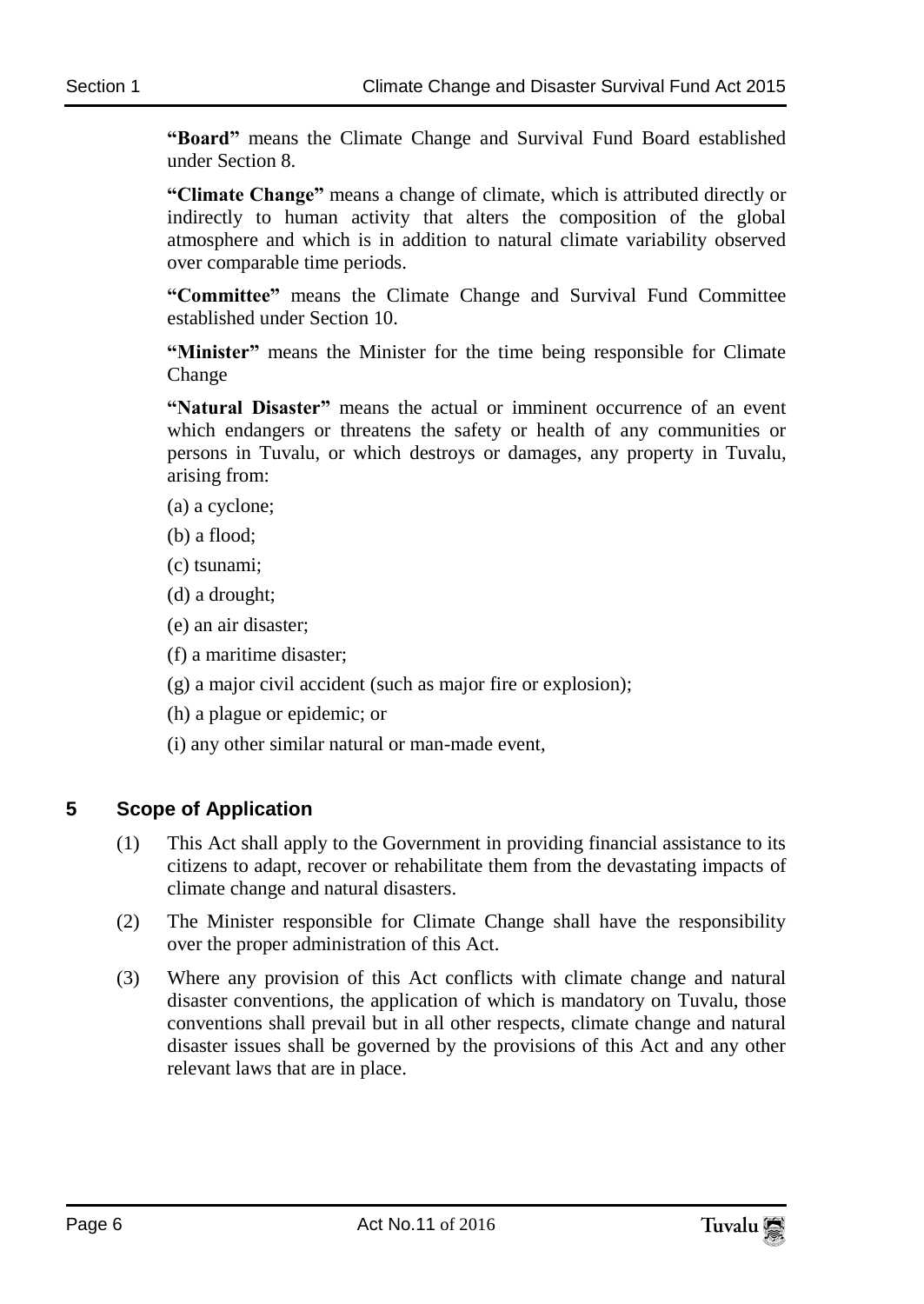**"Board"** means the Climate Change and Survival Fund Board established under Section 8.

**"Climate Change"** means a change of climate, which is attributed directly or indirectly to human activity that alters the composition of the global atmosphere and which is in addition to natural climate variability observed over comparable time periods.

**"Committee"** means the Climate Change and Survival Fund Committee established under Section 10.

**"Minister"** means the Minister for the time being responsible for Climate Change

**"Natural Disaster"** means the actual or imminent occurrence of an event which endangers or threatens the safety or health of any communities or persons in Tuvalu, or which destroys or damages, any property in Tuvalu, arising from:

(a) a cyclone;

(b) a flood;

(c) tsunami;

(d) a drought;

(e) an air disaster;

(f) a maritime disaster;

(g) a major civil accident (such as major fire or explosion);

(h) a plague or epidemic; or

(i) any other similar natural or man-made event,

## 5 Scope of Application

(1) This Act shall apply to the Government in providing financial assistance to its citizens to adapt, recover or rehabilitate them from the devastating impacts of climate change and natural disasters.

(2) The Minister responsible for Climate Change shall have the responsibility over the proper administration of this Act.

(3) Where any provision of this Act conflicts with climate change and natural disaster conventions, the application of which is mandatory on Tuvalu, those conventions shall prevail but in all other respects, climate change and natural disaster issues shall be governed by the provisions of this Act and any other relevant laws that are in place.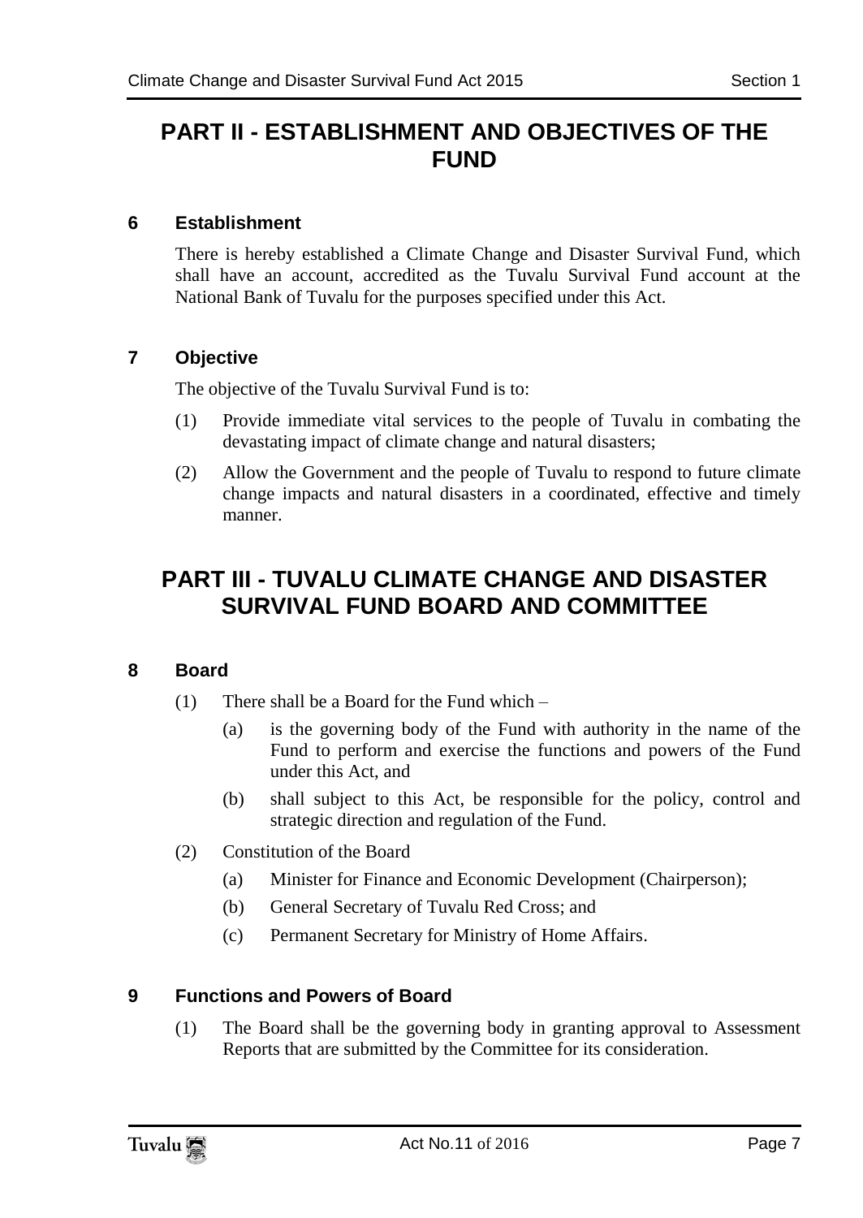## PART II - ESTABLISHMENT AND OBJECTIVES OF THE FUND

### 6 Establishment

There is hereby established a Climate Change and Disaster Survival Fund, which shall have an account, accredited as the Tuvalu Survival Fund account at the National Bank of Tuvalu for the purposes specified under this Act.

### 7 Objective

The objective of the Tuvalu Survival Fund is to:

(1) Provide immediate vital services to the people of Tuvalu in combating the devastating impact of climate change and natural disasters;

(2) Allow the Government and the people of Tuvalu to respond to future climate change impacts and natural disasters in a coordinated, effective and timely manner.

## PART III - TUVALU CLIMATE CHANGE AND DISASTER SURVIVAL FUND BOARD AND COMMITTEE

### 8 Board

(1) There shall be a Board for the Fund which –

(a) is the governing body of the Fund with authority in the name of the Fund to perform and exercise the functions and powers of the Fund under this Act, and

(b) shall subject to this Act, be responsible for the policy, control and strategic direction and regulation of the Fund.

(2) Constitution of the Board

(a) Minister for Finance and Economic Development (Chairperson);

(b) General Secretary of Tuvalu Red Cross; and

(c) Permanent Secretary for Ministry of Home Affairs.

### 9 Functions and Powers of Board

(1) The Board shall be the governing body in granting approval to Assessment Reports that are submitted by the Committee for its consideration.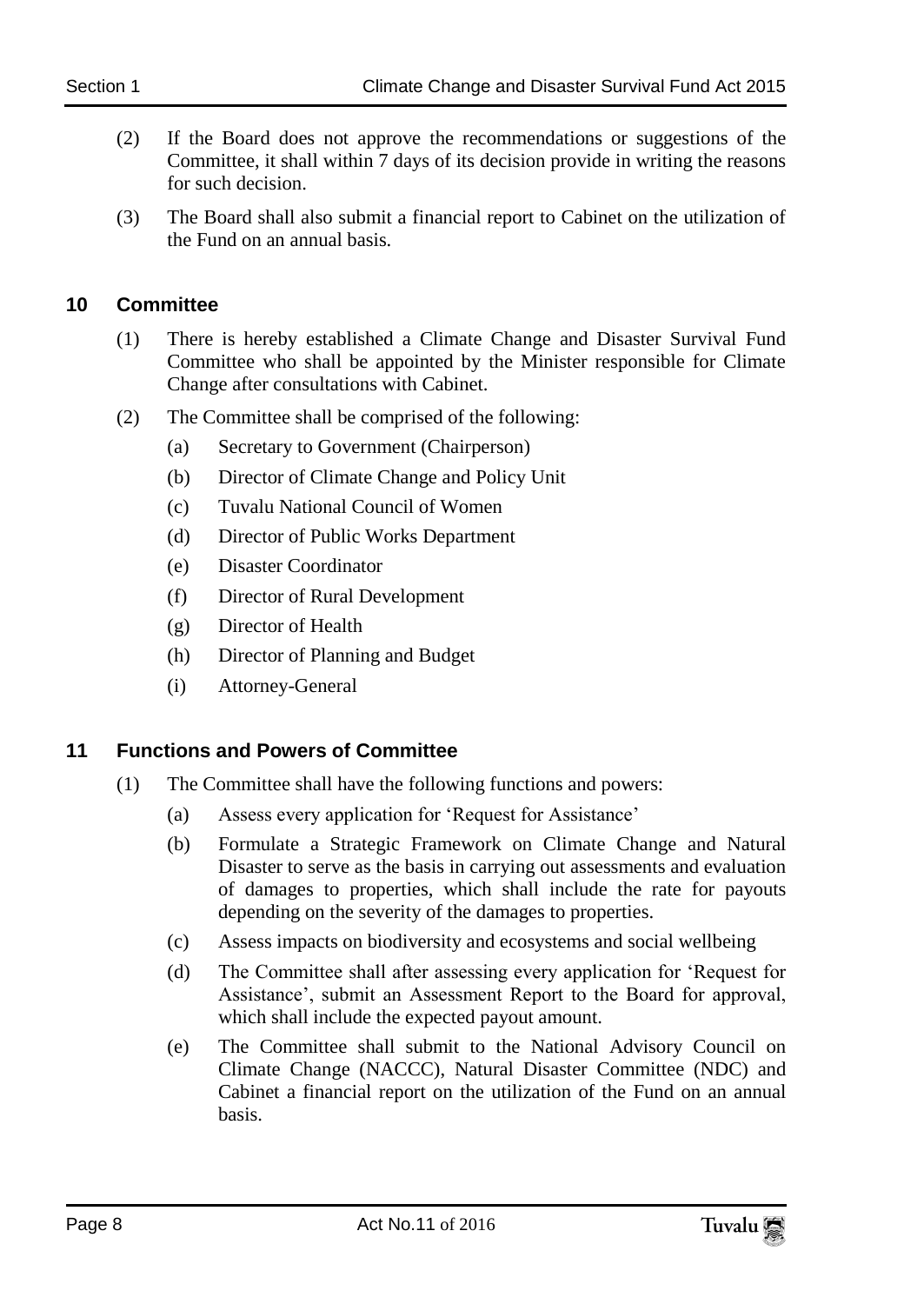(2) If the Board does not approve the recommendations or suggestions of the Committee, it shall within 7 days of its decision provide in writing the reasons for such decision.

(3) The Board shall also submit a financial report to Cabinet on the utilization of the Fund on an annual basis.

## 10 Committee

(1) There is hereby established a Climate Change and Disaster Survival Fund Committee who shall be appointed by the Minister responsible for Climate Change after consultations with Cabinet.

(2) The Committee shall be comprised of the following:

- (a) Secretary to Government (Chairperson)
- (b) Director of Climate Change and Policy Unit
- (c) Tuvalu National Council of Women
- (d) Director of Public Works Department
- (e) Disaster Coordinator
- (f) Director of Rural Development
- (g) Director of Health
- (h) Director of Planning and Budget
- (i) Attorney-General

## 11 Functions and Powers of Committee

(1) The Committee shall have the following functions and powers:

- (a) Assess every application for 'Request for Assistance'
- (b) Formulate a Strategic Framework on Climate Change and Natural Disaster to serve as the basis in carrying out assessments and evaluation of damages to properties, which shall include the rate for payouts depending on the severity of the damages to properties.
- (c) Assess impacts on biodiversity and ecosystems and social wellbeing
- (d) The Committee shall after assessing every application for 'Request for Assistance', submit an Assessment Report to the Board for approval, which shall include the expected payout amount.
- (e) The Committee shall submit to the National Advisory Council on Climate Change (NACCC), Natural Disaster Committee (NDC) and Cabinet a financial report on the utilization of the Fund on an annual basis.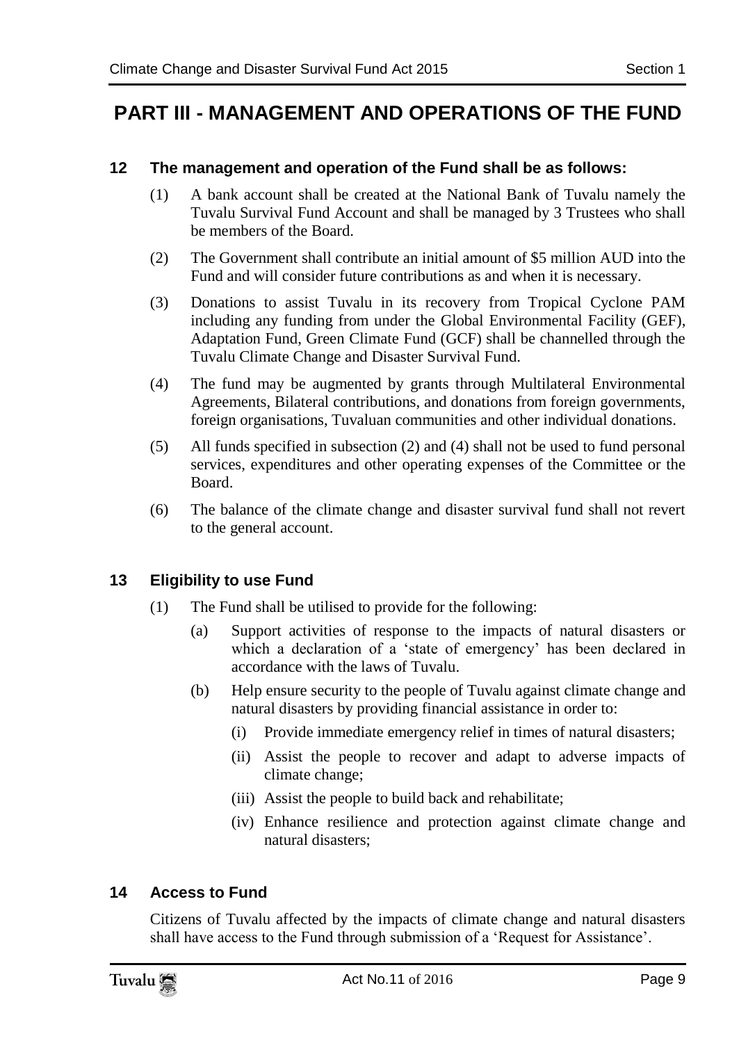# PART III - MANAGEMENT AND OPERATIONS OF THE FUND

### 12 The management and operation of the Fund shall be as follows:

(1) A bank account shall be created at the National Bank of Tuvalu namely the Tuvalu Survival Fund Account and shall be managed by 3 Trustees who shall be members of the Board.

(2) The Government shall contribute an initial amount of $5 million AUD into the Fund and will consider future contributions as and when it is necessary.

(3) Donations to assist Tuvalu in its recovery from Tropical Cyclone PAM including any funding from under the Global Environmental Facility (GEF), Adaptation Fund, Green Climate Fund (GCF) shall be channelled through the Tuvalu Climate Change and Disaster Survival Fund.

(4) The fund may be augmented by grants through Multilateral Environmental Agreements, Bilateral contributions, and donations from foreign governments, foreign organisations, Tuvaluan communities and other individual donations.

(5) All funds specified in subsection (2) and (4) shall not be used to fund personal services, expenditures and other operating expenses of the Committee or the Board.

(6) The balance of the climate change and disaster survival fund shall not revert to the general account.

### 13 Eligibility to use Fund

(1) The Fund shall be utilised to provide for the following:

(a) Support activities of response to the impacts of natural disasters or which a declaration of a 'state of emergency' has been declared in accordance with the laws of Tuvalu.

(b) Help ensure security to the people of Tuvalu against climate change and natural disasters by providing financial assistance in order to:

(i) Provide immediate emergency relief in times of natural disasters;

(ii) Assist the people to recover and adapt to adverse impacts of climate change;

(iii) Assist the people to build back and rehabilitate;

(iv) Enhance resilience and protection against climate change and natural disasters;

### 14 Access to Fund

Citizens of Tuvalu affected by the impacts of climate change and natural disasters shall have access to the Fund through submission of a 'Request for Assistance'.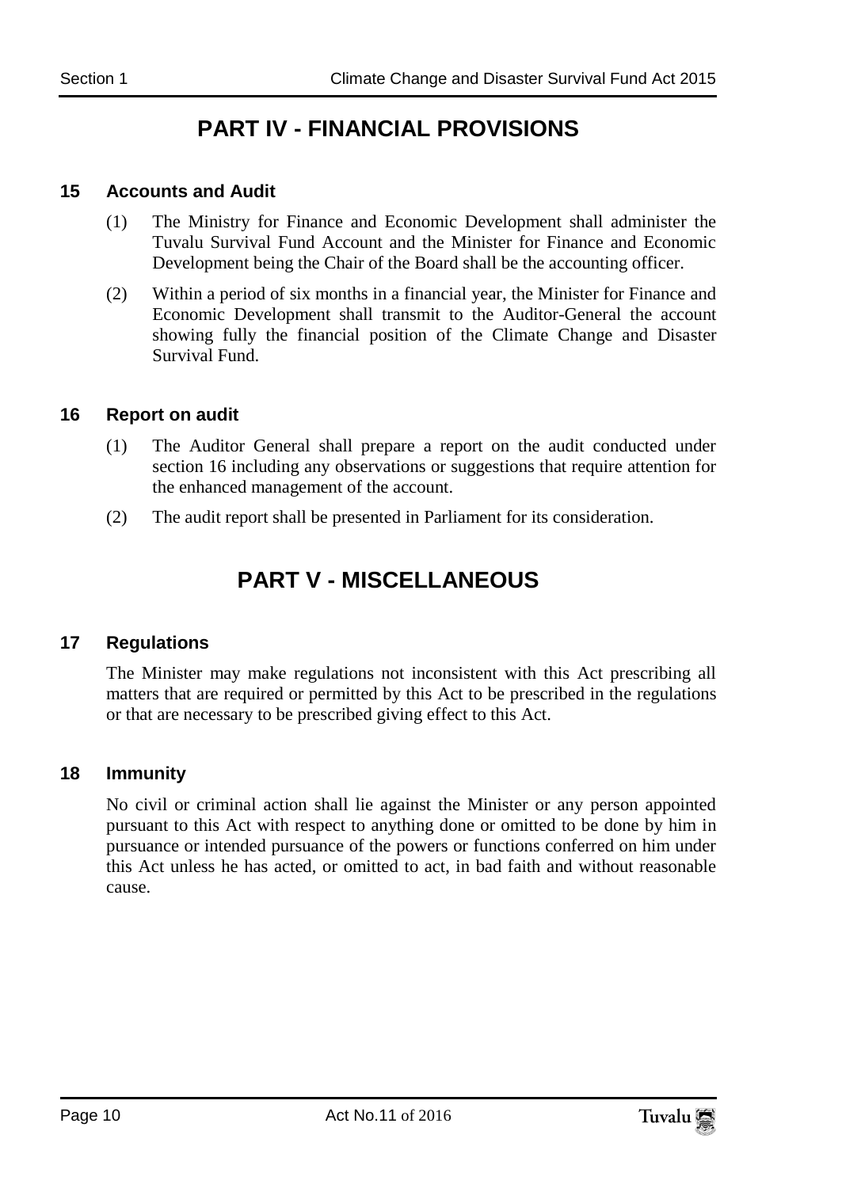# PART IV - FINANCIAL PROVISIONS

### 15 Accounts and Audit

(1) The Ministry for Finance and Economic Development shall administer the Tuvalu Survival Fund Account and the Minister for Finance and Economic Development being the Chair of the Board shall be the accounting officer.

(2) Within a period of six months in a financial year, the Minister for Finance and Economic Development shall transmit to the Auditor-General the account showing fully the financial position of the Climate Change and Disaster Survival Fund.

### 16 Report on audit

(1) The Auditor General shall prepare a report on the audit conducted under section 16 including any observations or suggestions that require attention for the enhanced management of the account.

(2) The audit report shall be presented in Parliament for its consideration.

# PART V - MISCELLANEOUS

### 17 Regulations

The Minister may make regulations not inconsistent with this Act prescribing all matters that are required or permitted by this Act to be prescribed in the regulations or that are necessary to be prescribed giving effect to this Act.

### 18 Immunity

No civil or criminal action shall lie against the Minister or any person appointed pursuant to this Act with respect to anything done or omitted to be done by him in pursuance or intended pursuance of the powers or functions conferred on him under this Act unless he has acted, or omitted to act, in bad faith and without reasonable cause.